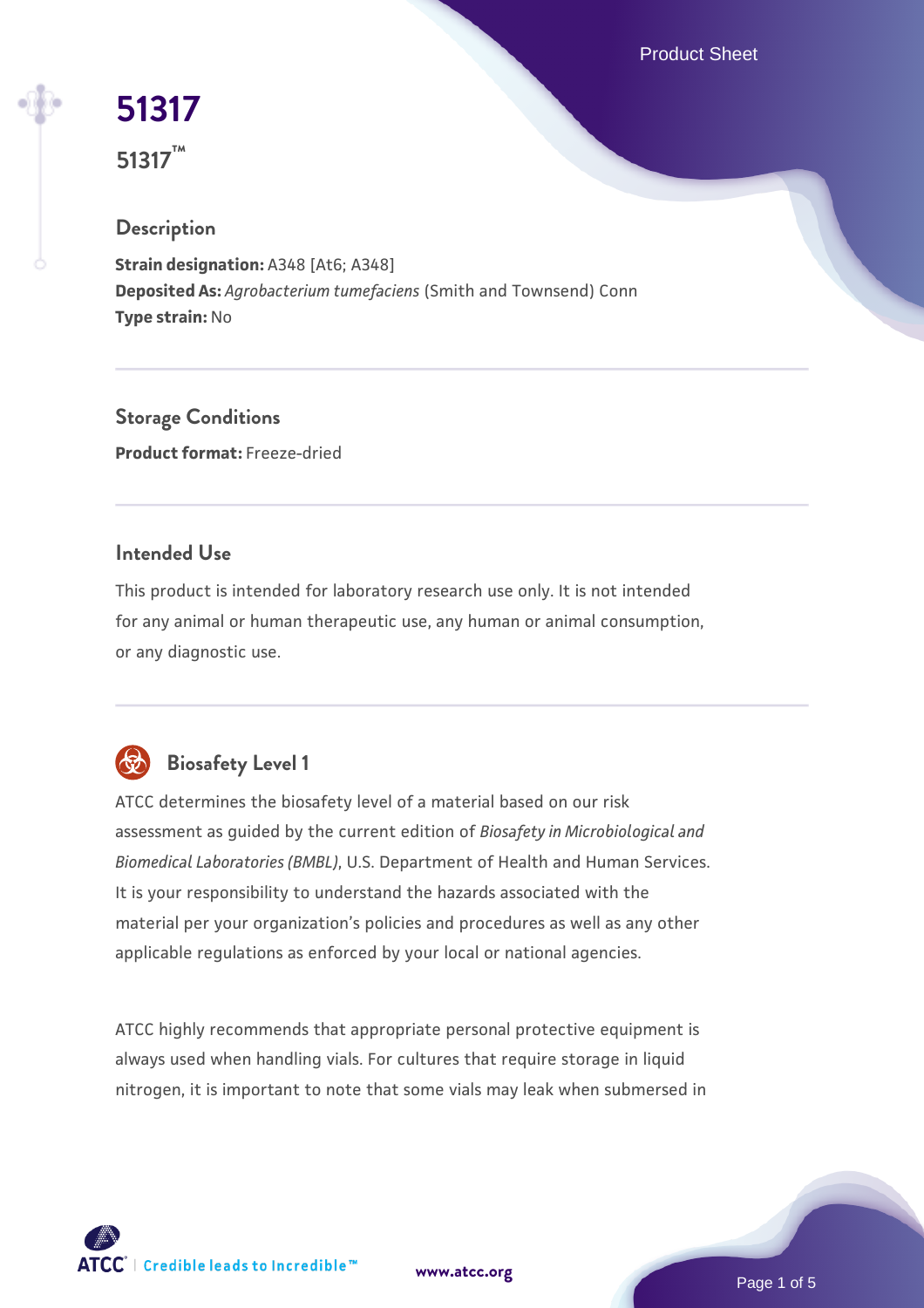# 51317

## 51317™

### Description

**Strain designation:** A348 [At6; A348]
**Deposited As:** *Agrobacterium tumefaciens* (Smith and Townsend) Conn
**Type strain:** No

### Storage Conditions

**Product format:** Freeze-dried

### Intended Use

This product is intended for laboratory research use only. It is not intended for any animal or human therapeutic use, any human or animal consumption, or any diagnostic use.

### Biosafety Level 1

ATCC determines the biosafety level of a material based on our risk assessment as guided by the current edition of *Biosafety in Microbiological and Biomedical Laboratories (BMBL)*, U.S. Department of Health and Human Services. It is your responsibility to understand the hazards associated with the material per your organization's policies and procedures as well as any other applicable regulations as enforced by your local or national agencies.

ATCC highly recommends that appropriate personal protective equipment is always used when handling vials. For cultures that require storage in liquid nitrogen, it is important to note that some vials may leak when submersed in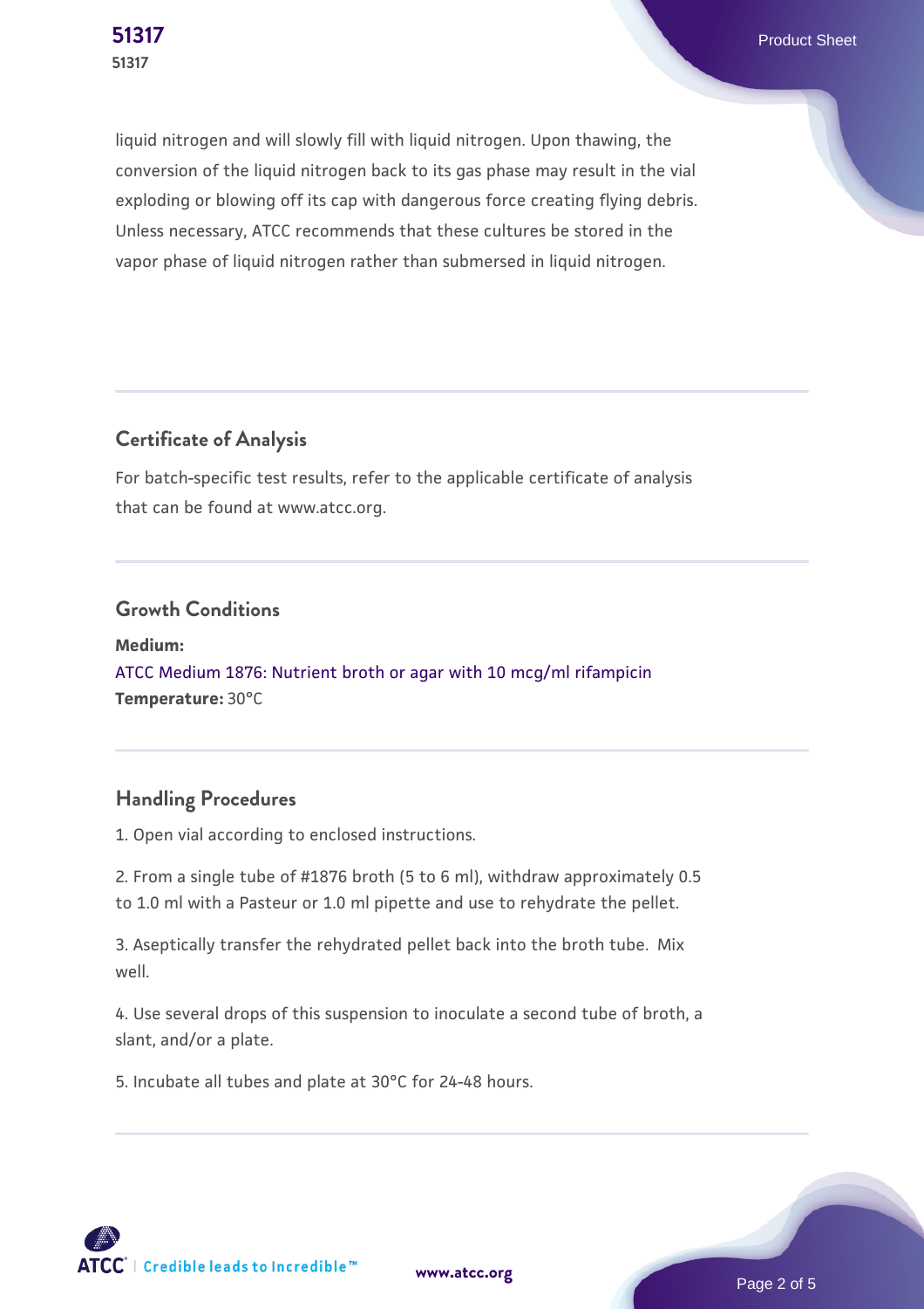liquid nitrogen and will slowly fill with liquid nitrogen. Upon thawing, the conversion of the liquid nitrogen back to its gas phase may result in the vial exploding or blowing off its cap with dangerous force creating flying debris. Unless necessary, ATCC recommends that these cultures be stored in the vapor phase of liquid nitrogen rather than submersed in liquid nitrogen.

## Certificate of Analysis

For batch-specific test results, refer to the applicable certificate of analysis that can be found at www.atcc.org.

## Growth Conditions

**Medium:**
ATCC Medium 1876: Nutrient broth or agar with 10 mcg/ml rifampicin
**Temperature:** 30°C

## Handling Procedures

1. Open vial according to enclosed instructions.

2. From a single tube of #1876 broth (5 to 6 ml), withdraw approximately 0.5 to 1.0 ml with a Pasteur or 1.0 ml pipette and use to rehydrate the pellet.

3. Aseptically transfer the rehydrated pellet back into the broth tube. Mix well.

4. Use several drops of this suspension to inoculate a second tube of broth, a slant, and/or a plate.

5. Incubate all tubes and plate at 30°C for 24-48 hours.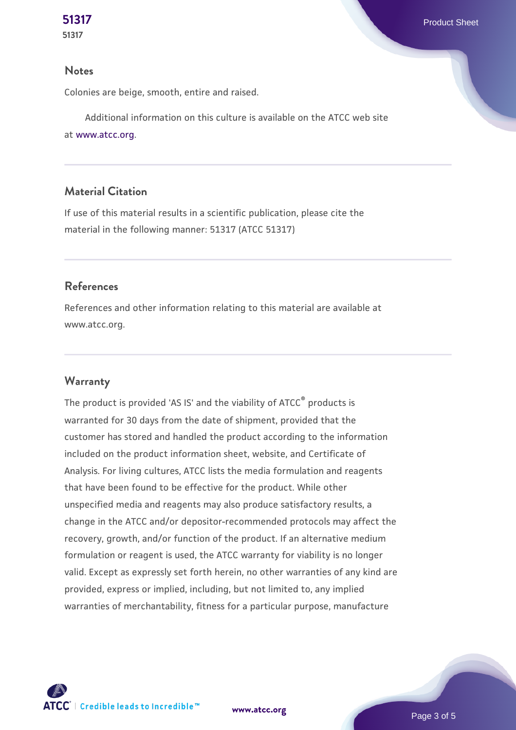## Notes

Colonies are beige, smooth, entire and raised.

Additional information on this culture is available on the ATCC web site at www.atcc.org.

## Material Citation

If use of this material results in a scientific publication, please cite the material in the following manner: 51317 (ATCC 51317)

## References

References and other information relating to this material are available at www.atcc.org.

## Warranty

The product is provided 'AS IS' and the viability of ATCC® products is warranted for 30 days from the date of shipment, provided that the customer has stored and handled the product according to the information included on the product information sheet, website, and Certificate of Analysis. For living cultures, ATCC lists the media formulation and reagents that have been found to be effective for the product. While other unspecified media and reagents may also produce satisfactory results, a change in the ATCC and/or depositor-recommended protocols may affect the recovery, growth, and/or function of the product. If an alternative medium formulation or reagent is used, the ATCC warranty for viability is no longer valid. Except as expressly set forth herein, no other warranties of any kind are provided, express or implied, including, but not limited to, any implied warranties of merchantability, fitness for a particular purpose, manufacture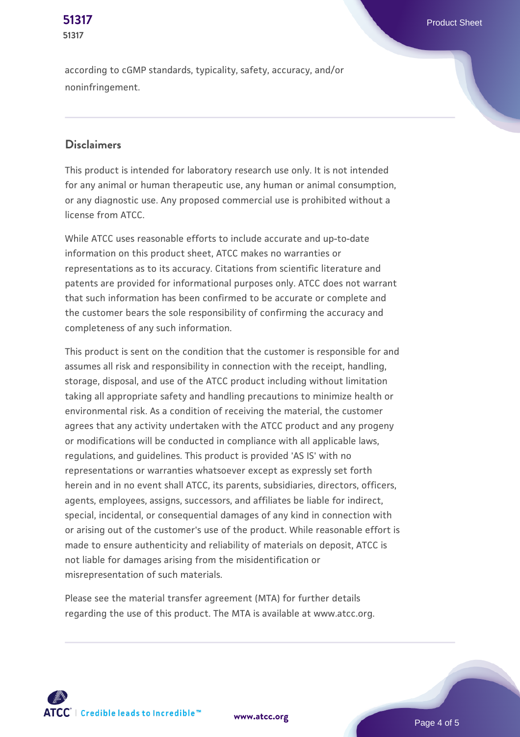according to cGMP standards, typicality, safety, accuracy, and/or noninfringement.

## Disclaimers

This product is intended for laboratory research use only. It is not intended for any animal or human therapeutic use, any human or animal consumption, or any diagnostic use. Any proposed commercial use is prohibited without a license from ATCC.

While ATCC uses reasonable efforts to include accurate and up-to-date information on this product sheet, ATCC makes no warranties or representations as to its accuracy. Citations from scientific literature and patents are provided for informational purposes only. ATCC does not warrant that such information has been confirmed to be accurate or complete and the customer bears the sole responsibility of confirming the accuracy and completeness of any such information.

This product is sent on the condition that the customer is responsible for and assumes all risk and responsibility in connection with the receipt, handling, storage, disposal, and use of the ATCC product including without limitation taking all appropriate safety and handling precautions to minimize health or environmental risk. As a condition of receiving the material, the customer agrees that any activity undertaken with the ATCC product and any progeny or modifications will be conducted in compliance with all applicable laws, regulations, and guidelines. This product is provided 'AS IS' with no representations or warranties whatsoever except as expressly set forth herein and in no event shall ATCC, its parents, subsidiaries, directors, officers, agents, employees, assigns, successors, and affiliates be liable for indirect, special, incidental, or consequential damages of any kind in connection with or arising out of the customer's use of the product. While reasonable effort is made to ensure authenticity and reliability of materials on deposit, ATCC is not liable for damages arising from the misidentification or misrepresentation of such materials.

Please see the material transfer agreement (MTA) for further details regarding the use of this product. The MTA is available at www.atcc.org.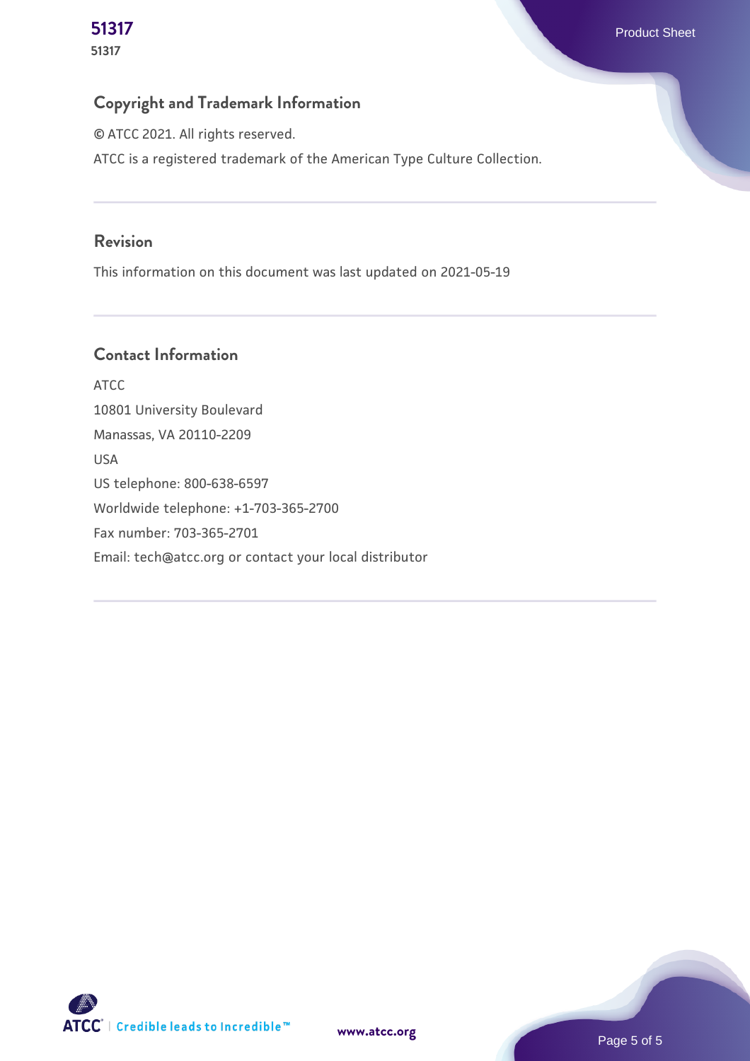## Copyright and Trademark Information

© ATCC 2021. All rights reserved.

ATCC is a registered trademark of the American Type Culture Collection.

## Revision

This information on this document was last updated on 2021-05-19

## Contact Information

ATCC
10801 University Boulevard
Manassas, VA 20110-2209
USA
US telephone: 800-638-6597
Worldwide telephone: +1-703-365-2700
Fax number: 703-365-2701
Email: tech@atcc.org or contact your local distributor